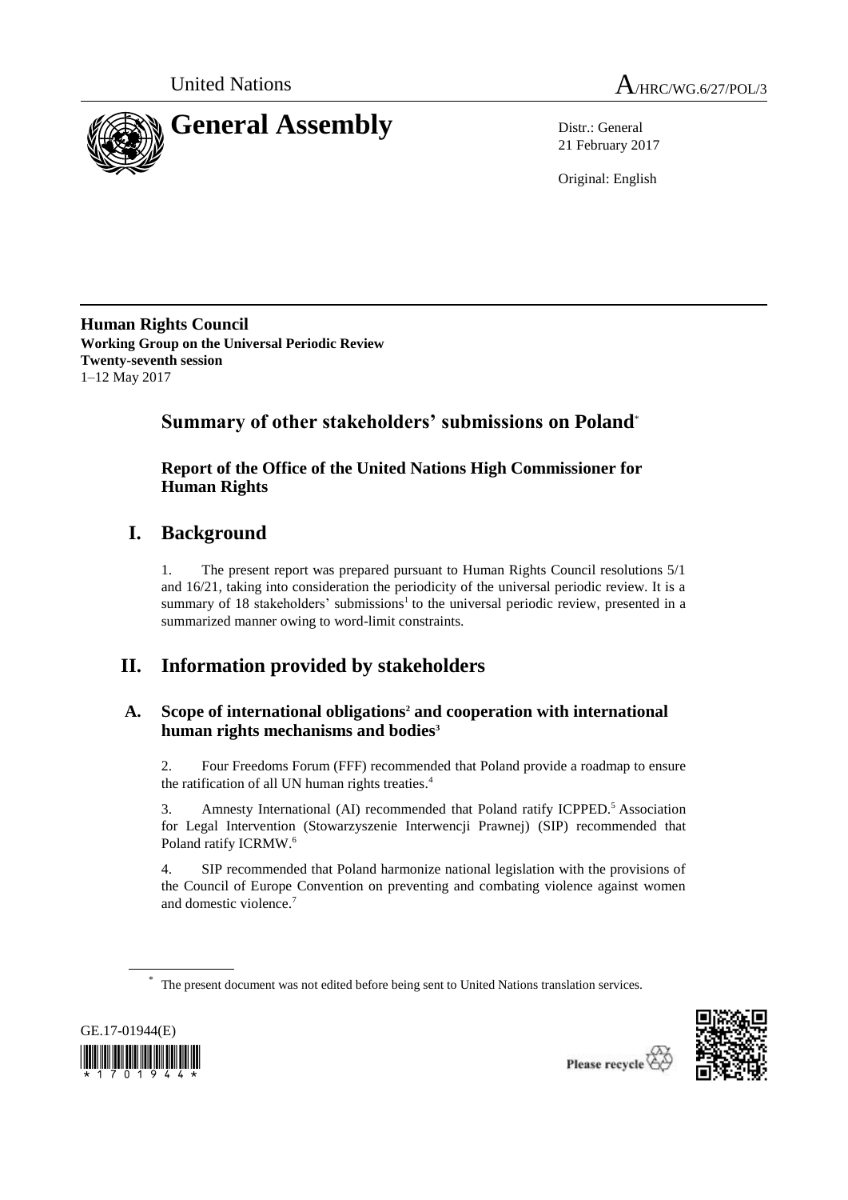United Nations

# General Assembly

A/HRC/WG.6/27/POL/3

Distr.: General
21 February 2017

Original: English

**Human Rights Council**
**Working Group on the Universal Periodic Review**
**Twenty-seventh session**
1–12 May 2017

## Summary of other stakeholders' submissions on Poland*

### Report of the Office of the United Nations High Commissioner for Human Rights

## I. Background

1. The present report was prepared pursuant to Human Rights Council resolutions 5/1 and 16/21, taking into consideration the periodicity of the universal periodic review. It is a summary of 18 stakeholders' submissions[1] to the universal periodic review, presented in a summarized manner owing to word-limit constraints.

## II. Information provided by stakeholders

### A. Scope of international obligations[2] and cooperation with international human rights mechanisms and bodies[3]

2. Four Freedoms Forum (FFF) recommended that Poland provide a roadmap to ensure the ratification of all UN human rights treaties.[4]

3. Amnesty International (AI) recommended that Poland ratify ICPPED.[5] Association for Legal Intervention (Stowarzyszenie Interwencji Prawnej) (SIP) recommended that Poland ratify ICRMW.[6]

4. SIP recommended that Poland harmonize national legislation with the provisions of the Council of Europe Convention on preventing and combating violence against women and domestic violence.[7]

* The present document was not edited before being sent to United Nations translation services.

GE.17-01944(E)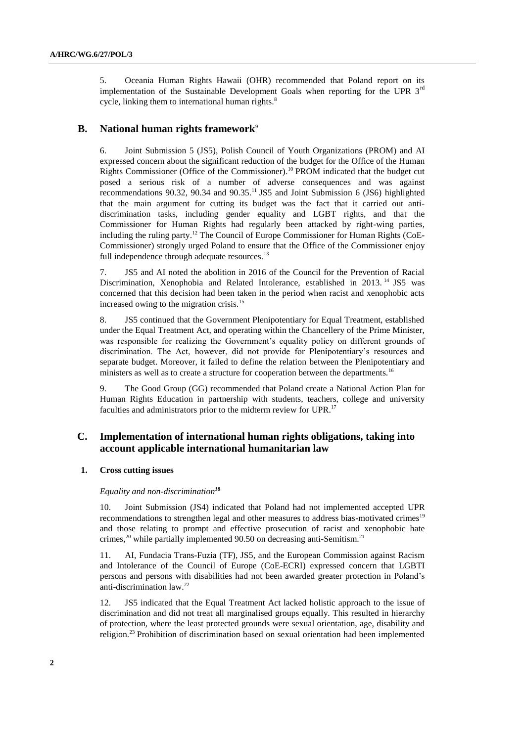5. Oceania Human Rights Hawaii (OHR) recommended that Poland report on its implementation of the Sustainable Development Goals when reporting for the UPR 3rd cycle, linking them to international human rights.[8]

## B. National human rights framework[9]

6. Joint Submission 5 (JS5), Polish Council of Youth Organizations (PROM) and AI expressed concern about the significant reduction of the budget for the Office of the Human Rights Commissioner (Office of the Commissioner).[10] PROM indicated that the budget cut posed a serious risk of a number of adverse consequences and was against recommendations 90.32, 90.34 and 90.35.[11] JS5 and Joint Submission 6 (JS6) highlighted that the main argument for cutting its budget was the fact that it carried out anti-discrimination tasks, including gender equality and LGBT rights, and that the Commissioner for Human Rights had regularly been attacked by right-wing parties, including the ruling party.[12] The Council of Europe Commissioner for Human Rights (CoE-Commissioner) strongly urged Poland to ensure that the Office of the Commissioner enjoy full independence through adequate resources.[13]

7. JS5 and AI noted the abolition in 2016 of the Council for the Prevention of Racial Discrimination, Xenophobia and Related Intolerance, established in 2013.[14] JS5 was concerned that this decision had been taken in the period when racist and xenophobic acts increased owing to the migration crisis.[15]

8. JS5 continued that the Government Plenipotentiary for Equal Treatment, established under the Equal Treatment Act, and operating within the Chancellery of the Prime Minister, was responsible for realizing the Government's equality policy on different grounds of discrimination. The Act, however, did not provide for Plenipotentiary's resources and separate budget. Moreover, it failed to define the relation between the Plenipotentiary and ministers as well as to create a structure for cooperation between the departments.[16]

9. The Good Group (GG) recommended that Poland create a National Action Plan for Human Rights Education in partnership with students, teachers, college and university faculties and administrators prior to the midterm review for UPR.[17]

## C. Implementation of international human rights obligations, taking into account applicable international humanitarian law

### 1. Cross cutting issues

*Equality and non-discrimination*[18]

10. Joint Submission (JS4) indicated that Poland had not implemented accepted UPR recommendations to strengthen legal and other measures to address bias-motivated crimes[19] and those relating to prompt and effective prosecution of racist and xenophobic hate crimes,[20] while partially implemented 90.50 on decreasing anti-Semitism.[21]

11. AI, Fundacia Trans-Fuzia (TF), JS5, and the European Commission against Racism and Intolerance of the Council of Europe (CoE-ECRI) expressed concern that LGBTI persons and persons with disabilities had not been awarded greater protection in Poland's anti-discrimination law.[22]

12. JS5 indicated that the Equal Treatment Act lacked holistic approach to the issue of discrimination and did not treat all marginalised groups equally. This resulted in hierarchy of protection, where the least protected grounds were sexual orientation, age, disability and religion.[23] Prohibition of discrimination based on sexual orientation had been implemented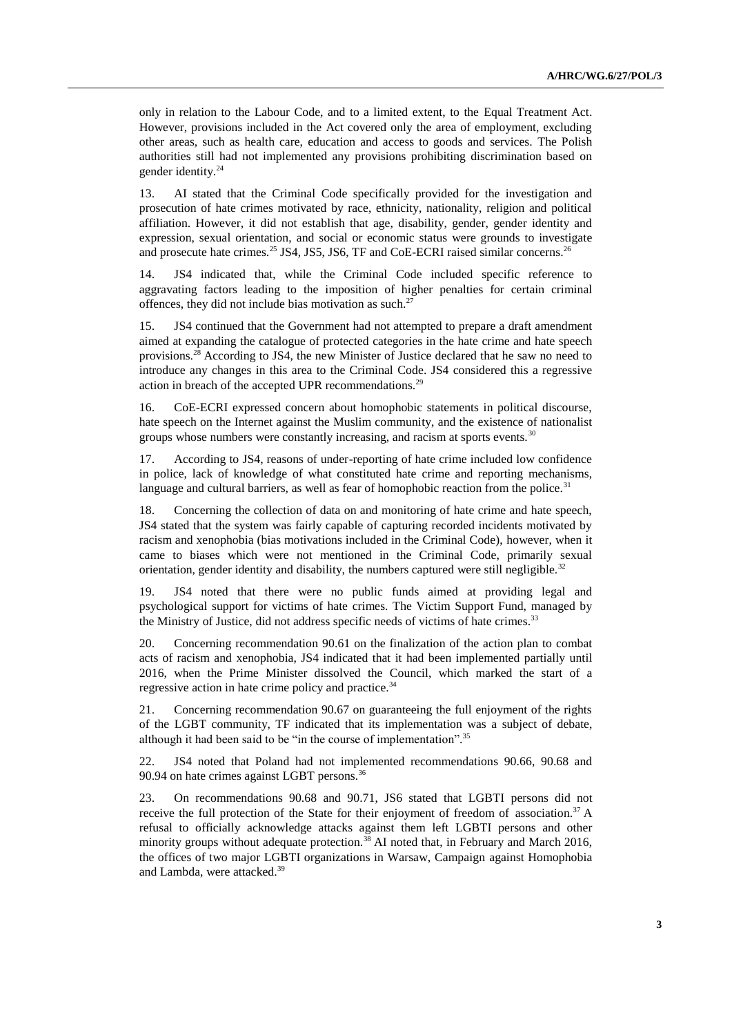only in relation to the Labour Code, and to a limited extent, to the Equal Treatment Act. However, provisions included in the Act covered only the area of employment, excluding other areas, such as health care, education and access to goods and services. The Polish authorities still had not implemented any provisions prohibiting discrimination based on gender identity.[24]

13. AI stated that the Criminal Code specifically provided for the investigation and prosecution of hate crimes motivated by race, ethnicity, nationality, religion and political affiliation. However, it did not establish that age, disability, gender, gender identity and expression, sexual orientation, and social or economic status were grounds to investigate and prosecute hate crimes.[25] JS4, JS5, JS6, TF and CoE-ECRI raised similar concerns.[26]

14. JS4 indicated that, while the Criminal Code included specific reference to aggravating factors leading to the imposition of higher penalties for certain criminal offences, they did not include bias motivation as such.[27]

15. JS4 continued that the Government had not attempted to prepare a draft amendment aimed at expanding the catalogue of protected categories in the hate crime and hate speech provisions.[28] According to JS4, the new Minister of Justice declared that he saw no need to introduce any changes in this area to the Criminal Code. JS4 considered this a regressive action in breach of the accepted UPR recommendations.[29]

16. CoE-ECRI expressed concern about homophobic statements in political discourse, hate speech on the Internet against the Muslim community, and the existence of nationalist groups whose numbers were constantly increasing, and racism at sports events.[30]

17. According to JS4, reasons of under-reporting of hate crime included low confidence in police, lack of knowledge of what constituted hate crime and reporting mechanisms, language and cultural barriers, as well as fear of homophobic reaction from the police.[31]

18. Concerning the collection of data on and monitoring of hate crime and hate speech, JS4 stated that the system was fairly capable of capturing recorded incidents motivated by racism and xenophobia (bias motivations included in the Criminal Code), however, when it came to biases which were not mentioned in the Criminal Code, primarily sexual orientation, gender identity and disability, the numbers captured were still negligible.[32]

19. JS4 noted that there were no public funds aimed at providing legal and psychological support for victims of hate crimes. The Victim Support Fund, managed by the Ministry of Justice, did not address specific needs of victims of hate crimes.[33]

20. Concerning recommendation 90.61 on the finalization of the action plan to combat acts of racism and xenophobia, JS4 indicated that it had been implemented partially until 2016, when the Prime Minister dissolved the Council, which marked the start of a regressive action in hate crime policy and practice.[34]

21. Concerning recommendation 90.67 on guaranteeing the full enjoyment of the rights of the LGBT community, TF indicated that its implementation was a subject of debate, although it had been said to be "in the course of implementation".[35]

22. JS4 noted that Poland had not implemented recommendations 90.66, 90.68 and 90.94 on hate crimes against LGBT persons.[36]

23. On recommendations 90.68 and 90.71, JS6 stated that LGBTI persons did not receive the full protection of the State for their enjoyment of freedom of association.[37] A refusal to officially acknowledge attacks against them left LGBTI persons and other minority groups without adequate protection.[38] AI noted that, in February and March 2016, the offices of two major LGBTI organizations in Warsaw, Campaign against Homophobia and Lambda, were attacked.[39]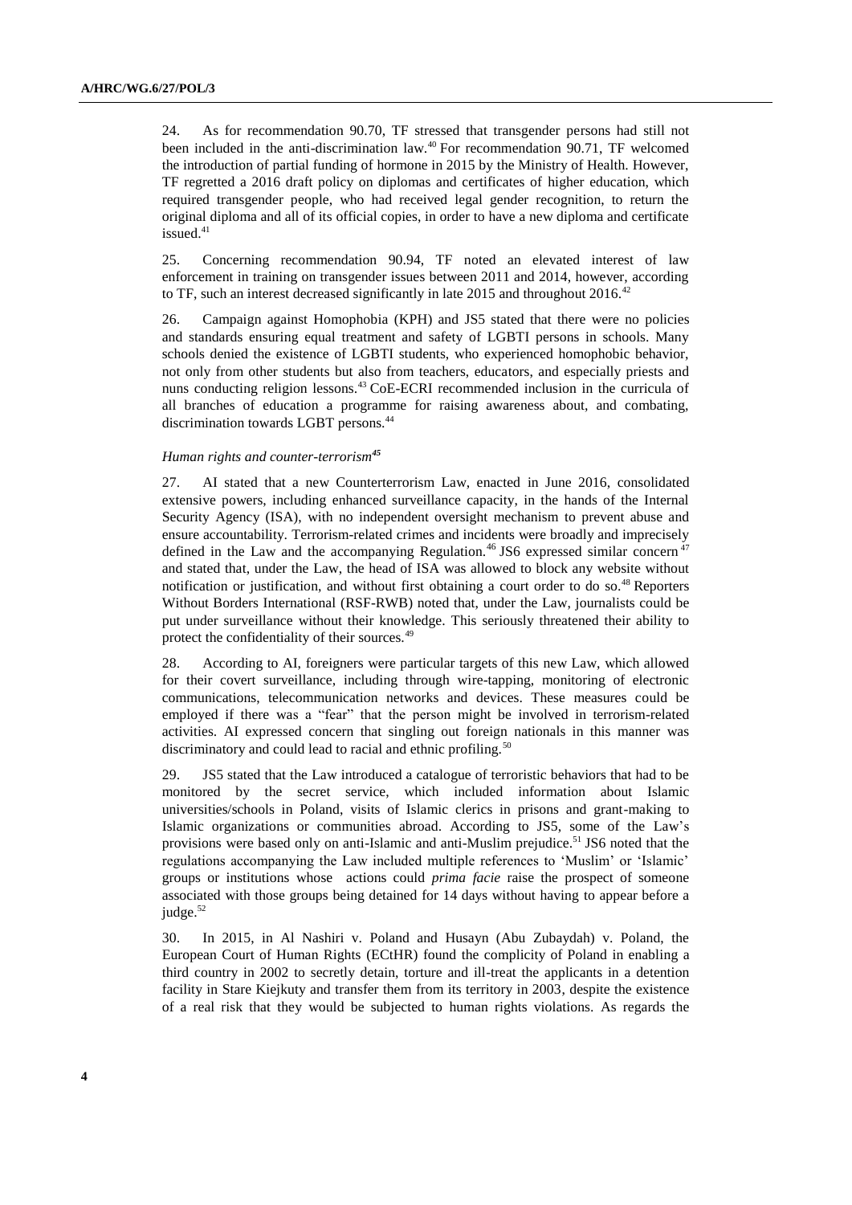24. As for recommendation 90.70, TF stressed that transgender persons had still not been included in the anti-discrimination law.[40] For recommendation 90.71, TF welcomed the introduction of partial funding of hormone in 2015 by the Ministry of Health. However, TF regretted a 2016 draft policy on diplomas and certificates of higher education, which required transgender people, who had received legal gender recognition, to return the original diploma and all of its official copies, in order to have a new diploma and certificate issued.[41]

25. Concerning recommendation 90.94, TF noted an elevated interest of law enforcement in training on transgender issues between 2011 and 2014, however, according to TF, such an interest decreased significantly in late 2015 and throughout 2016.[42]

26. Campaign against Homophobia (KPH) and JS5 stated that there were no policies and standards ensuring equal treatment and safety of LGBTI persons in schools. Many schools denied the existence of LGBTI students, who experienced homophobic behavior, not only from other students but also from teachers, educators, and especially priests and nuns conducting religion lessons.[43] CoE-ECRI recommended inclusion in the curricula of all branches of education a programme for raising awareness about, and combating, discrimination towards LGBT persons.[44]

### *Human rights and counter-terrorism*[45]

27. AI stated that a new Counterterrorism Law, enacted in June 2016, consolidated extensive powers, including enhanced surveillance capacity, in the hands of the Internal Security Agency (ISA), with no independent oversight mechanism to prevent abuse and ensure accountability. Terrorism-related crimes and incidents were broadly and imprecisely defined in the Law and the accompanying Regulation.[46] JS6 expressed similar concern[47] and stated that, under the Law, the head of ISA was allowed to block any website without notification or justification, and without first obtaining a court order to do so.[48] Reporters Without Borders International (RSF-RWB) noted that, under the Law, journalists could be put under surveillance without their knowledge. This seriously threatened their ability to protect the confidentiality of their sources.[49]

28. According to AI, foreigners were particular targets of this new Law, which allowed for their covert surveillance, including through wire-tapping, monitoring of electronic communications, telecommunication networks and devices. These measures could be employed if there was a "fear" that the person might be involved in terrorism-related activities. AI expressed concern that singling out foreign nationals in this manner was discriminatory and could lead to racial and ethnic profiling.[50]

29. JS5 stated that the Law introduced a catalogue of terroristic behaviors that had to be monitored by the secret service, which included information about Islamic universities/schools in Poland, visits of Islamic clerics in prisons and grant-making to Islamic organizations or communities abroad. According to JS5, some of the Law's provisions were based only on anti-Islamic and anti-Muslim prejudice.[51] JS6 noted that the regulations accompanying the Law included multiple references to 'Muslim' or 'Islamic' groups or institutions whose actions could *prima facie* raise the prospect of someone associated with those groups being detained for 14 days without having to appear before a judge.[52]

30. In 2015, in Al Nashiri v. Poland and Husayn (Abu Zubaydah) v. Poland, the European Court of Human Rights (ECtHR) found the complicity of Poland in enabling a third country in 2002 to secretly detain, torture and ill-treat the applicants in a detention facility in Stare Kiejkuty and transfer them from its territory in 2003, despite the existence of a real risk that they would be subjected to human rights violations. As regards the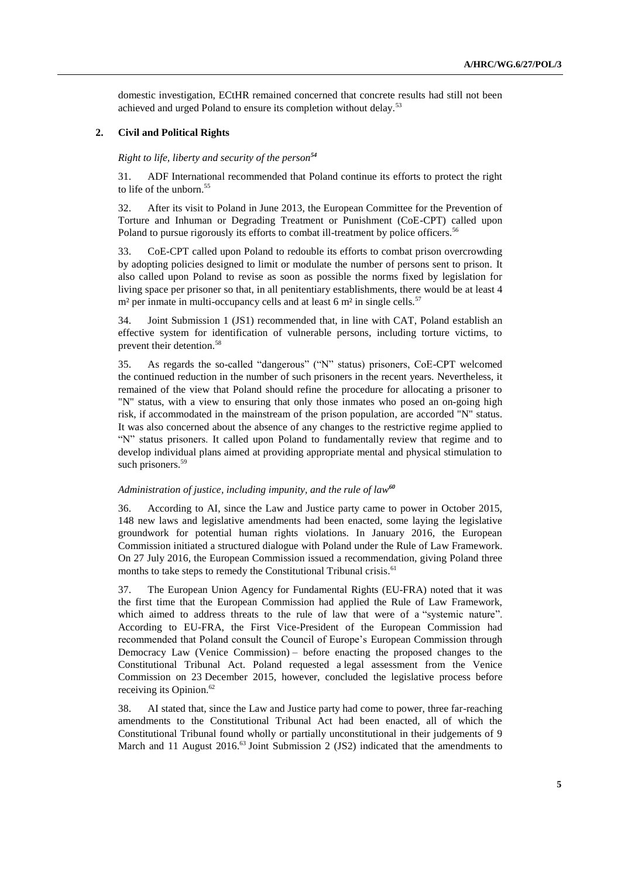domestic investigation, ECtHR remained concerned that concrete results had still not been achieved and urged Poland to ensure its completion without delay.[53]

### 2. Civil and Political Rights

*Right to life, liberty and security of the person[54]*

31. ADF International recommended that Poland continue its efforts to protect the right to life of the unborn.[55]

32. After its visit to Poland in June 2013, the European Committee for the Prevention of Torture and Inhuman or Degrading Treatment or Punishment (CoE-CPT) called upon Poland to pursue rigorously its efforts to combat ill-treatment by police officers.[56]

33. CoE-CPT called upon Poland to redouble its efforts to combat prison overcrowding by adopting policies designed to limit or modulate the number of persons sent to prison. It also called upon Poland to revise as soon as possible the norms fixed by legislation for living space per prisoner so that, in all penitentiary establishments, there would be at least 4 m² per inmate in multi-occupancy cells and at least 6 m² in single cells.[57]

34. Joint Submission 1 (JS1) recommended that, in line with CAT, Poland establish an effective system for identification of vulnerable persons, including torture victims, to prevent their detention.[58]

35. As regards the so-called "dangerous" ("N" status) prisoners, CoE-CPT welcomed the continued reduction in the number of such prisoners in the recent years. Nevertheless, it remained of the view that Poland should refine the procedure for allocating a prisoner to "N" status, with a view to ensuring that only those inmates who posed an on-going high risk, if accommodated in the mainstream of the prison population, are accorded "N" status. It was also concerned about the absence of any changes to the restrictive regime applied to "N" status prisoners. It called upon Poland to fundamentally review that regime and to develop individual plans aimed at providing appropriate mental and physical stimulation to such prisoners.[59]

*Administration of justice, including impunity, and the rule of law[60]*

36. According to AI, since the Law and Justice party came to power in October 2015, 148 new laws and legislative amendments had been enacted, some laying the legislative groundwork for potential human rights violations. In January 2016, the European Commission initiated a structured dialogue with Poland under the Rule of Law Framework. On 27 July 2016, the European Commission issued a recommendation, giving Poland three months to take steps to remedy the Constitutional Tribunal crisis.[61]

37. The European Union Agency for Fundamental Rights (EU-FRA) noted that it was the first time that the European Commission had applied the Rule of Law Framework, which aimed to address threats to the rule of law that were of a "systemic nature". According to EU-FRA, the First Vice-President of the European Commission had recommended that Poland consult the Council of Europe's European Commission through Democracy Law (Venice Commission) – before enacting the proposed changes to the Constitutional Tribunal Act. Poland requested a legal assessment from the Venice Commission on 23 December 2015, however, concluded the legislative process before receiving its Opinion.[62]

38. AI stated that, since the Law and Justice party had come to power, three far-reaching amendments to the Constitutional Tribunal Act had been enacted, all of which the Constitutional Tribunal found wholly or partially unconstitutional in their judgements of 9 March and 11 August 2016.[63] Joint Submission 2 (JS2) indicated that the amendments to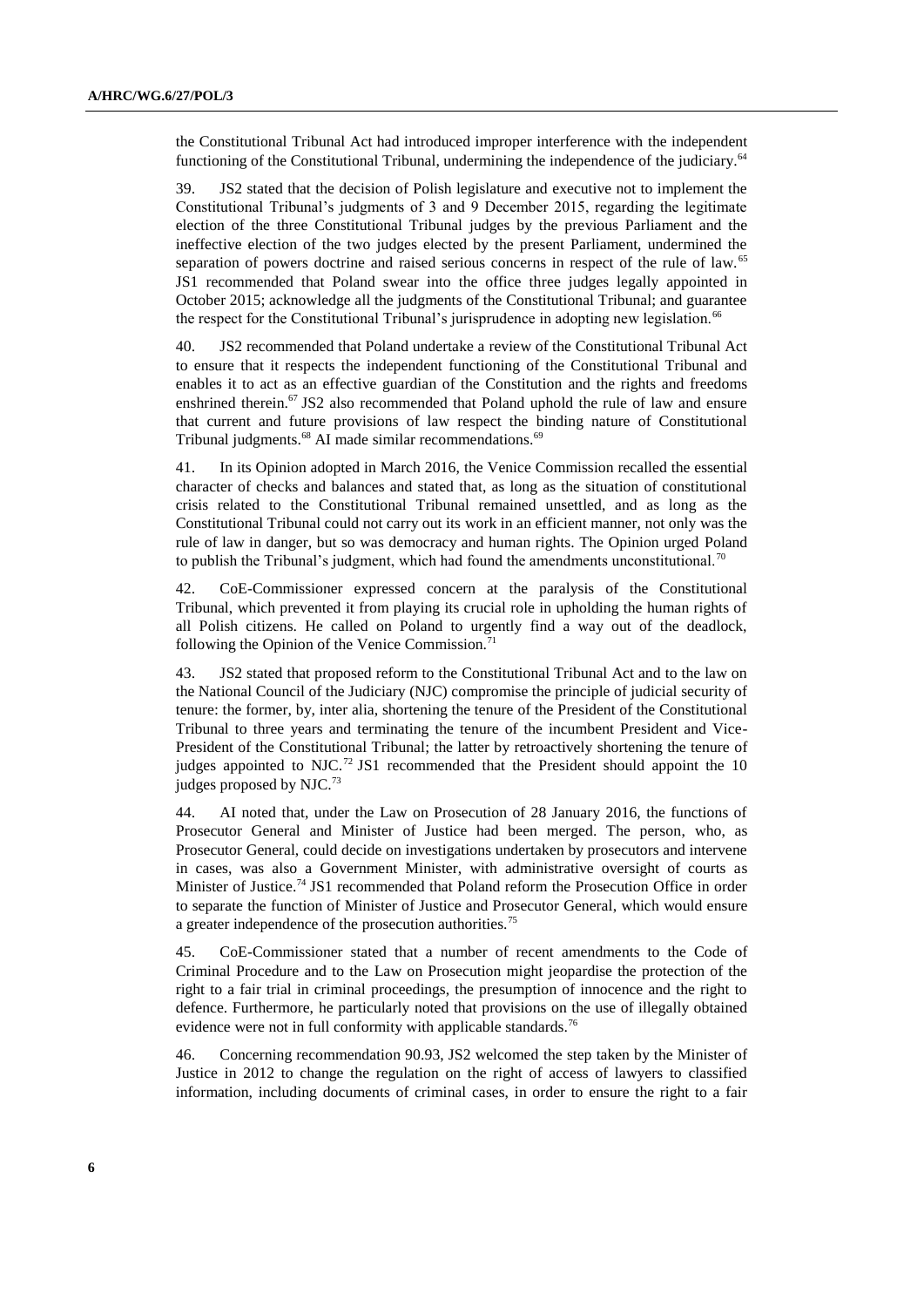the Constitutional Tribunal Act had introduced improper interference with the independent functioning of the Constitutional Tribunal, undermining the independence of the judiciary.[64]

39. JS2 stated that the decision of Polish legislature and executive not to implement the Constitutional Tribunal's judgments of 3 and 9 December 2015, regarding the legitimate election of the three Constitutional Tribunal judges by the previous Parliament and the ineffective election of the two judges elected by the present Parliament, undermined the separation of powers doctrine and raised serious concerns in respect of the rule of law.[65] JS1 recommended that Poland swear into the office three judges legally appointed in October 2015; acknowledge all the judgments of the Constitutional Tribunal; and guarantee the respect for the Constitutional Tribunal's jurisprudence in adopting new legislation.[66]

40. JS2 recommended that Poland undertake a review of the Constitutional Tribunal Act to ensure that it respects the independent functioning of the Constitutional Tribunal and enables it to act as an effective guardian of the Constitution and the rights and freedoms enshrined therein.[67] JS2 also recommended that Poland uphold the rule of law and ensure that current and future provisions of law respect the binding nature of Constitutional Tribunal judgments.[68] AI made similar recommendations.[69]

41. In its Opinion adopted in March 2016, the Venice Commission recalled the essential character of checks and balances and stated that, as long as the situation of constitutional crisis related to the Constitutional Tribunal remained unsettled, and as long as the Constitutional Tribunal could not carry out its work in an efficient manner, not only was the rule of law in danger, but so was democracy and human rights. The Opinion urged Poland to publish the Tribunal's judgment, which had found the amendments unconstitutional.[70]

42. CoE-Commissioner expressed concern at the paralysis of the Constitutional Tribunal, which prevented it from playing its crucial role in upholding the human rights of all Polish citizens. He called on Poland to urgently find a way out of the deadlock, following the Opinion of the Venice Commission.[71]

43. JS2 stated that proposed reform to the Constitutional Tribunal Act and to the law on the National Council of the Judiciary (NJC) compromise the principle of judicial security of tenure: the former, by, inter alia, shortening the tenure of the President of the Constitutional Tribunal to three years and terminating the tenure of the incumbent President and Vice-President of the Constitutional Tribunal; the latter by retroactively shortening the tenure of judges appointed to NJC.[72] JS1 recommended that the President should appoint the 10 judges proposed by NJC.[73]

44. AI noted that, under the Law on Prosecution of 28 January 2016, the functions of Prosecutor General and Minister of Justice had been merged. The person, who, as Prosecutor General, could decide on investigations undertaken by prosecutors and intervene in cases, was also a Government Minister, with administrative oversight of courts as Minister of Justice.[74] JS1 recommended that Poland reform the Prosecution Office in order to separate the function of Minister of Justice and Prosecutor General, which would ensure a greater independence of the prosecution authorities.[75]

45. CoE-Commissioner stated that a number of recent amendments to the Code of Criminal Procedure and to the Law on Prosecution might jeopardise the protection of the right to a fair trial in criminal proceedings, the presumption of innocence and the right to defence. Furthermore, he particularly noted that provisions on the use of illegally obtained evidence were not in full conformity with applicable standards.[76]

46. Concerning recommendation 90.93, JS2 welcomed the step taken by the Minister of Justice in 2012 to change the regulation on the right of access of lawyers to classified information, including documents of criminal cases, in order to ensure the right to a fair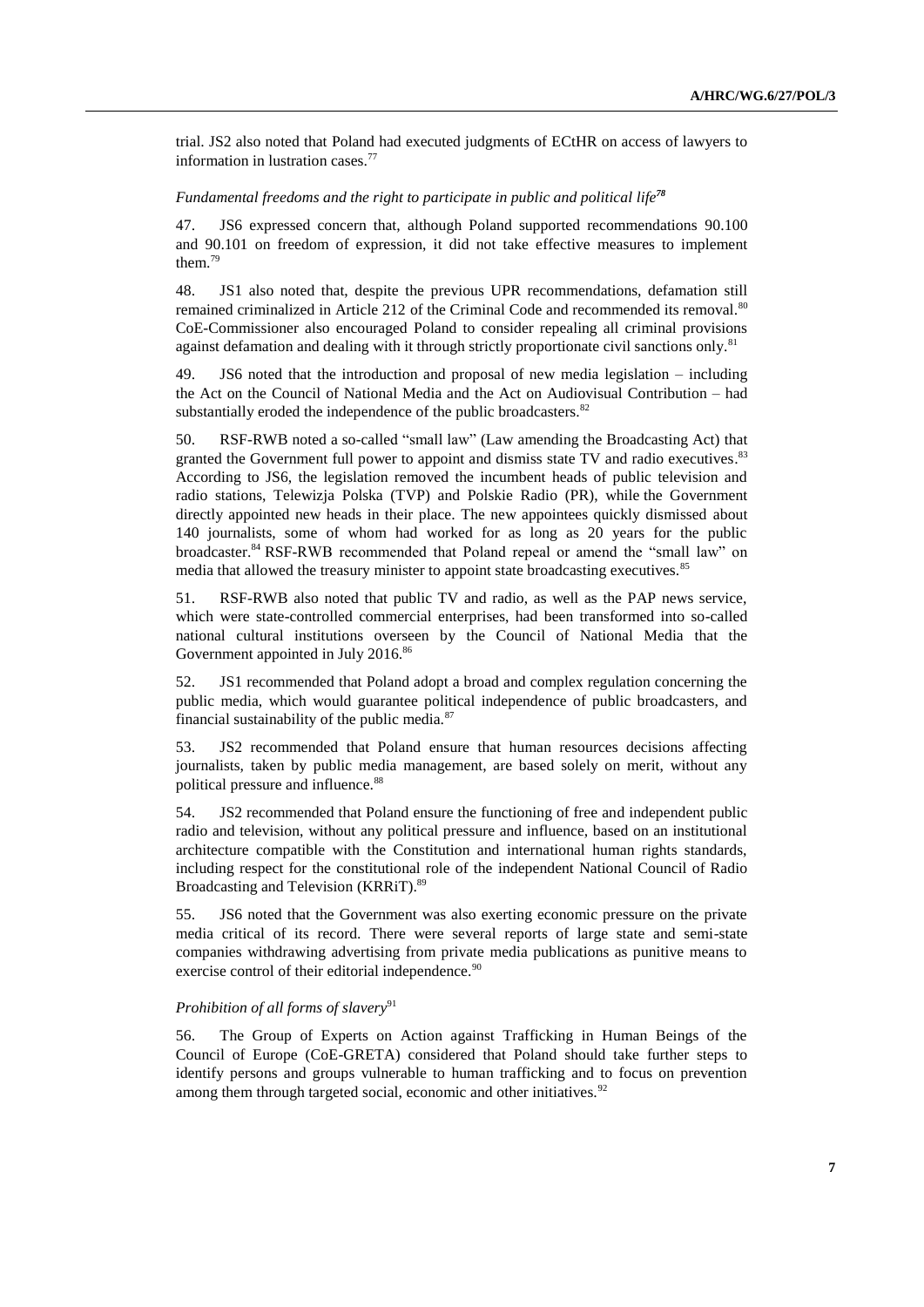trial. JS2 also noted that Poland had executed judgments of ECtHR on access of lawyers to information in lustration cases.[77]

*Fundamental freedoms and the right to participate in public and political life*[78]

47. JS6 expressed concern that, although Poland supported recommendations 90.100 and 90.101 on freedom of expression, it did not take effective measures to implement them.[79]

48. JS1 also noted that, despite the previous UPR recommendations, defamation still remained criminalized in Article 212 of the Criminal Code and recommended its removal.[80] CoE-Commissioner also encouraged Poland to consider repealing all criminal provisions against defamation and dealing with it through strictly proportionate civil sanctions only.[81]

49. JS6 noted that the introduction and proposal of new media legislation – including the Act on the Council of National Media and the Act on Audiovisual Contribution – had substantially eroded the independence of the public broadcasters.[82]

50. RSF-RWB noted a so-called "small law" (Law amending the Broadcasting Act) that granted the Government full power to appoint and dismiss state TV and radio executives.[83] According to JS6, the legislation removed the incumbent heads of public television and radio stations, Telewizja Polska (TVP) and Polskie Radio (PR), while the Government directly appointed new heads in their place. The new appointees quickly dismissed about 140 journalists, some of whom had worked for as long as 20 years for the public broadcaster.[84] RSF-RWB recommended that Poland repeal or amend the "small law" on media that allowed the treasury minister to appoint state broadcasting executives.[85]

51. RSF-RWB also noted that public TV and radio, as well as the PAP news service, which were state-controlled commercial enterprises, had been transformed into so-called national cultural institutions overseen by the Council of National Media that the Government appointed in July 2016.[86]

52. JS1 recommended that Poland adopt a broad and complex regulation concerning the public media, which would guarantee political independence of public broadcasters, and financial sustainability of the public media.[87]

53. JS2 recommended that Poland ensure that human resources decisions affecting journalists, taken by public media management, are based solely on merit, without any political pressure and influence.[88]

54. JS2 recommended that Poland ensure the functioning of free and independent public radio and television, without any political pressure and influence, based on an institutional architecture compatible with the Constitution and international human rights standards, including respect for the constitutional role of the independent National Council of Radio Broadcasting and Television (KRRiT).[89]

55. JS6 noted that the Government was also exerting economic pressure on the private media critical of its record. There were several reports of large state and semi-state companies withdrawing advertising from private media publications as punitive means to exercise control of their editorial independence.[90]

*Prohibition of all forms of slavery*[91]

56. The Group of Experts on Action against Trafficking in Human Beings of the Council of Europe (CoE-GRETA) considered that Poland should take further steps to identify persons and groups vulnerable to human trafficking and to focus on prevention among them through targeted social, economic and other initiatives.[92]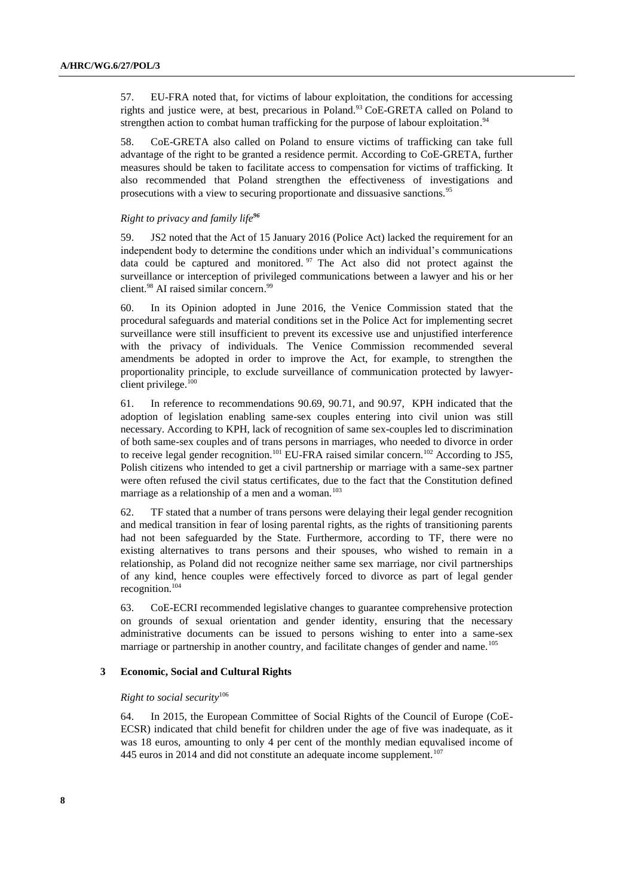57. EU-FRA noted that, for victims of labour exploitation, the conditions for accessing rights and justice were, at best, precarious in Poland.[93] CoE-GRETA called on Poland to strengthen action to combat human trafficking for the purpose of labour exploitation.[94]

58. CoE-GRETA also called on Poland to ensure victims of trafficking can take full advantage of the right to be granted a residence permit. According to CoE-GRETA, further measures should be taken to facilitate access to compensation for victims of trafficking. It also recommended that Poland strengthen the effectiveness of investigations and prosecutions with a view to securing proportionate and dissuasive sanctions.[95]

*Right to privacy and family life[96]*

59. JS2 noted that the Act of 15 January 2016 (Police Act) lacked the requirement for an independent body to determine the conditions under which an individual's communications data could be captured and monitored.[97] The Act also did not protect against the surveillance or interception of privileged communications between a lawyer and his or her client.[98] AI raised similar concern.[99]

60. In its Opinion adopted in June 2016, the Venice Commission stated that the procedural safeguards and material conditions set in the Police Act for implementing secret surveillance were still insufficient to prevent its excessive use and unjustified interference with the privacy of individuals. The Venice Commission recommended several amendments be adopted in order to improve the Act, for example, to strengthen the proportionality principle, to exclude surveillance of communication protected by lawyer-client privilege.[100]

61. In reference to recommendations 90.69, 90.71, and 90.97, KPH indicated that the adoption of legislation enabling same-sex couples entering into civil union was still necessary. According to KPH, lack of recognition of same sex-couples led to discrimination of both same-sex couples and of trans persons in marriages, who needed to divorce in order to receive legal gender recognition.[101] EU-FRA raised similar concern.[102] According to JS5, Polish citizens who intended to get a civil partnership or marriage with a same-sex partner were often refused the civil status certificates, due to the fact that the Constitution defined marriage as a relationship of a men and a woman.[103]

62. TF stated that a number of trans persons were delaying their legal gender recognition and medical transition in fear of losing parental rights, as the rights of transitioning parents had not been safeguarded by the State. Furthermore, according to TF, there were no existing alternatives to trans persons and their spouses, who wished to remain in a relationship, as Poland did not recognize neither same sex marriage, nor civil partnerships of any kind, hence couples were effectively forced to divorce as part of legal gender recognition.[104]

63. CoE-ECRI recommended legislative changes to guarantee comprehensive protection on grounds of sexual orientation and gender identity, ensuring that the necessary administrative documents can be issued to persons wishing to enter into a same-sex marriage or partnership in another country, and facilitate changes of gender and name.[105]

### 3 Economic, Social and Cultural Rights

*Right to social security*[106]

64. In 2015, the European Committee of Social Rights of the Council of Europe (CoE-ECSR) indicated that child benefit for children under the age of five was inadequate, as it was 18 euros, amounting to only 4 per cent of the monthly median equvalised income of 445 euros in 2014 and did not constitute an adequate income supplement.[107]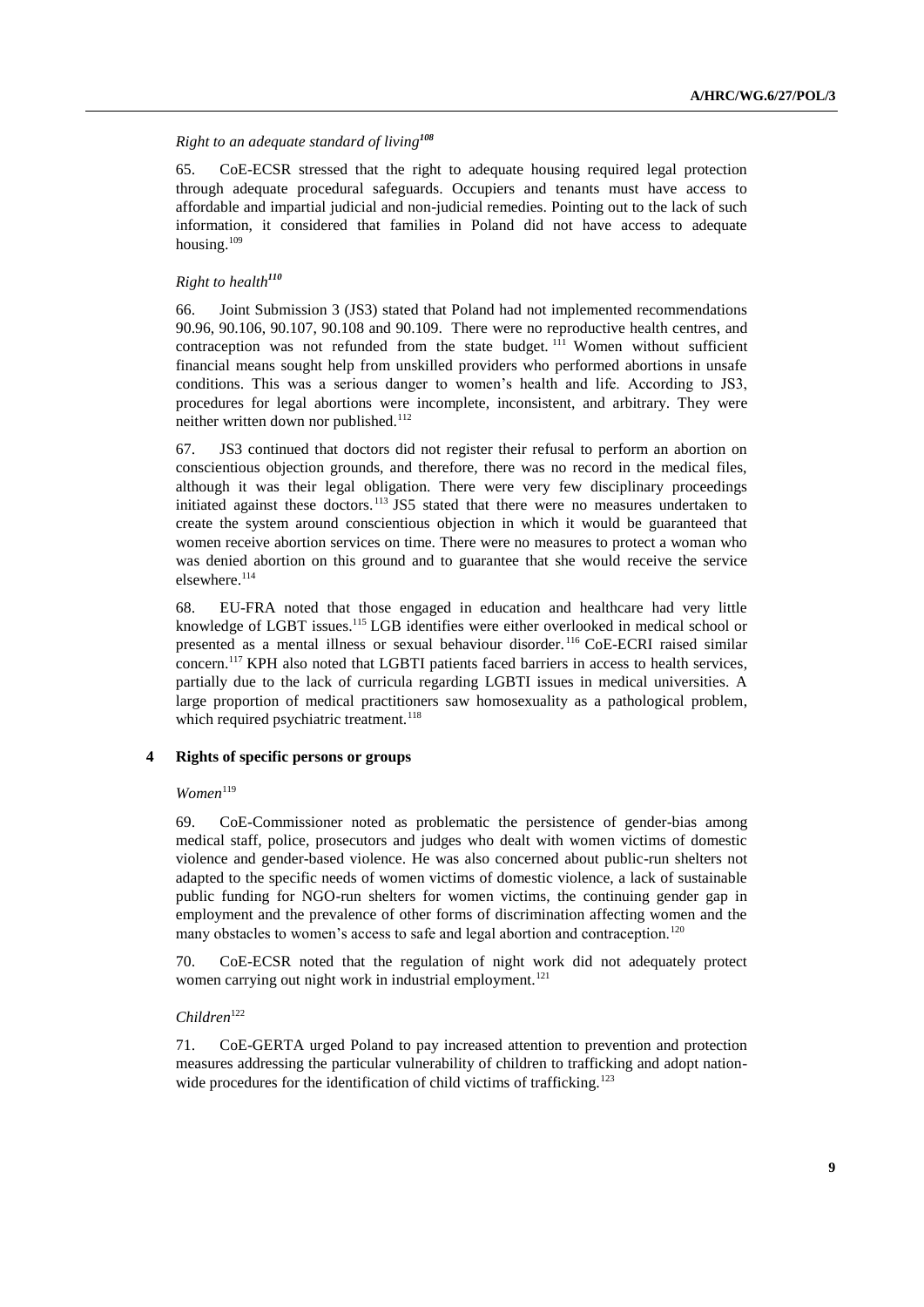*Right to an adequate standard of living*[108]

65. CoE-ECSR stressed that the right to adequate housing required legal protection through adequate procedural safeguards. Occupiers and tenants must have access to affordable and impartial judicial and non-judicial remedies. Pointing out to the lack of such information, it considered that families in Poland did not have access to adequate housing.[109]

*Right to health*[110]

66. Joint Submission 3 (JS3) stated that Poland had not implemented recommendations 90.96, 90.106, 90.107, 90.108 and 90.109. There were no reproductive health centres, and contraception was not refunded from the state budget.[111] Women without sufficient financial means sought help from unskilled providers who performed abortions in unsafe conditions. This was a serious danger to women's health and life. According to JS3, procedures for legal abortions were incomplete, inconsistent, and arbitrary. They were neither written down nor published.[112]

67. JS3 continued that doctors did not register their refusal to perform an abortion on conscientious objection grounds, and therefore, there was no record in the medical files, although it was their legal obligation. There were very few disciplinary proceedings initiated against these doctors.[113] JS5 stated that there were no measures undertaken to create the system around conscientious objection in which it would be guaranteed that women receive abortion services on time. There were no measures to protect a woman who was denied abortion on this ground and to guarantee that she would receive the service elsewhere.[114]

68. EU-FRA noted that those engaged in education and healthcare had very little knowledge of LGBT issues.[115] LGB identifies were either overlooked in medical school or presented as a mental illness or sexual behaviour disorder.[116] CoE-ECRI raised similar concern.[117] KPH also noted that LGBTI patients faced barriers in access to health services, partially due to the lack of curricula regarding LGBTI issues in medical universities. A large proportion of medical practitioners saw homosexuality as a pathological problem, which required psychiatric treatment.[118]

## 4 Rights of specific persons or groups

*Women*[119]

69. CoE-Commissioner noted as problematic the persistence of gender-bias among medical staff, police, prosecutors and judges who dealt with women victims of domestic violence and gender-based violence. He was also concerned about public-run shelters not adapted to the specific needs of women victims of domestic violence, a lack of sustainable public funding for NGO-run shelters for women victims, the continuing gender gap in employment and the prevalence of other forms of discrimination affecting women and the many obstacles to women's access to safe and legal abortion and contraception.[120]

70. CoE-ECSR noted that the regulation of night work did not adequately protect women carrying out night work in industrial employment.[121]

*Children*[122]

71. CoE-GERTA urged Poland to pay increased attention to prevention and protection measures addressing the particular vulnerability of children to trafficking and adopt nation-wide procedures for the identification of child victims of trafficking.[123]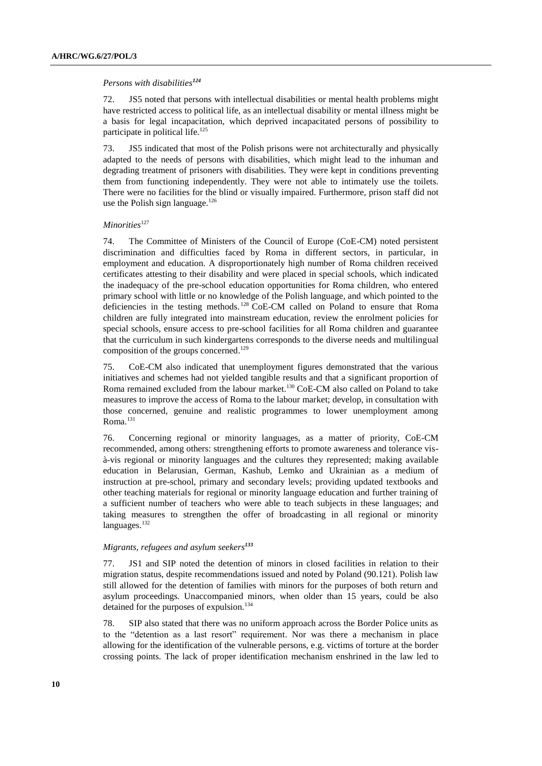*Persons with disabilities*[124]

72. JS5 noted that persons with intellectual disabilities or mental health problems might have restricted access to political life, as an intellectual disability or mental illness might be a basis for legal incapacitation, which deprived incapacitated persons of possibility to participate in political life.[125]

73. JS5 indicated that most of the Polish prisons were not architecturally and physically adapted to the needs of persons with disabilities, which might lead to the inhuman and degrading treatment of prisoners with disabilities. They were kept in conditions preventing them from functioning independently. They were not able to intimately use the toilets. There were no facilities for the blind or visually impaired. Furthermore, prison staff did not use the Polish sign language.[126]

*Minorities*[127]

74. The Committee of Ministers of the Council of Europe (CoE-CM) noted persistent discrimination and difficulties faced by Roma in different sectors, in particular, in employment and education. A disproportionately high number of Roma children received certificates attesting to their disability and were placed in special schools, which indicated the inadequacy of the pre-school education opportunities for Roma children, who entered primary school with little or no knowledge of the Polish language, and which pointed to the deficiencies in the testing methods.[128] CoE-CM called on Poland to ensure that Roma children are fully integrated into mainstream education, review the enrolment policies for special schools, ensure access to pre-school facilities for all Roma children and guarantee that the curriculum in such kindergartens corresponds to the diverse needs and multilingual composition of the groups concerned.[129]

75. CoE-CM also indicated that unemployment figures demonstrated that the various initiatives and schemes had not yielded tangible results and that a significant proportion of Roma remained excluded from the labour market.[130] CoE-CM also called on Poland to take measures to improve the access of Roma to the labour market; develop, in consultation with those concerned, genuine and realistic programmes to lower unemployment among Roma.[131]

76. Concerning regional or minority languages, as a matter of priority, CoE-CM recommended, among others: strengthening efforts to promote awareness and tolerance vis-à-vis regional or minority languages and the cultures they represented; making available education in Belarusian, German, Kashub, Lemko and Ukrainian as a medium of instruction at pre-school, primary and secondary levels; providing updated textbooks and other teaching materials for regional or minority language education and further training of a sufficient number of teachers who were able to teach subjects in these languages; and taking measures to strengthen the offer of broadcasting in all regional or minority languages.[132]

*Migrants, refugees and asylum seekers*[133]

77. JS1 and SIP noted the detention of minors in closed facilities in relation to their migration status, despite recommendations issued and noted by Poland (90.121). Polish law still allowed for the detention of families with minors for the purposes of both return and asylum proceedings. Unaccompanied minors, when older than 15 years, could be also detained for the purposes of expulsion.[134]

78. SIP also stated that there was no uniform approach across the Border Police units as to the "detention as a last resort" requirement. Nor was there a mechanism in place allowing for the identification of the vulnerable persons, e.g. victims of torture at the border crossing points. The lack of proper identification mechanism enshrined in the law led to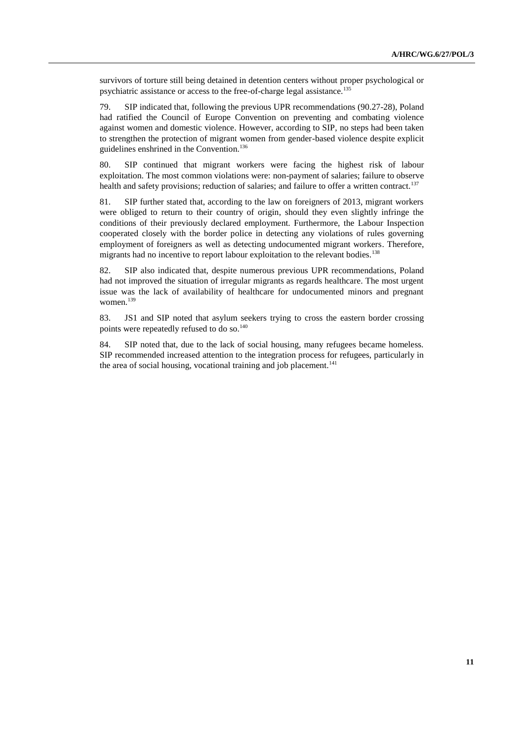survivors of torture still being detained in detention centers without proper psychological or psychiatric assistance or access to the free-of-charge legal assistance.[135]

79. SIP indicated that, following the previous UPR recommendations (90.27-28), Poland had ratified the Council of Europe Convention on preventing and combating violence against women and domestic violence. However, according to SIP, no steps had been taken to strengthen the protection of migrant women from gender-based violence despite explicit guidelines enshrined in the Convention.[136]

80. SIP continued that migrant workers were facing the highest risk of labour exploitation. The most common violations were: non-payment of salaries; failure to observe health and safety provisions; reduction of salaries; and failure to offer a written contract.[137]

81. SIP further stated that, according to the law on foreigners of 2013, migrant workers were obliged to return to their country of origin, should they even slightly infringe the conditions of their previously declared employment. Furthermore, the Labour Inspection cooperated closely with the border police in detecting any violations of rules governing employment of foreigners as well as detecting undocumented migrant workers. Therefore, migrants had no incentive to report labour exploitation to the relevant bodies.[138]

82. SIP also indicated that, despite numerous previous UPR recommendations, Poland had not improved the situation of irregular migrants as regards healthcare. The most urgent issue was the lack of availability of healthcare for undocumented minors and pregnant women.[139]

83. JS1 and SIP noted that asylum seekers trying to cross the eastern border crossing points were repeatedly refused to do so.[140]

84. SIP noted that, due to the lack of social housing, many refugees became homeless. SIP recommended increased attention to the integration process for refugees, particularly in the area of social housing, vocational training and job placement.[141]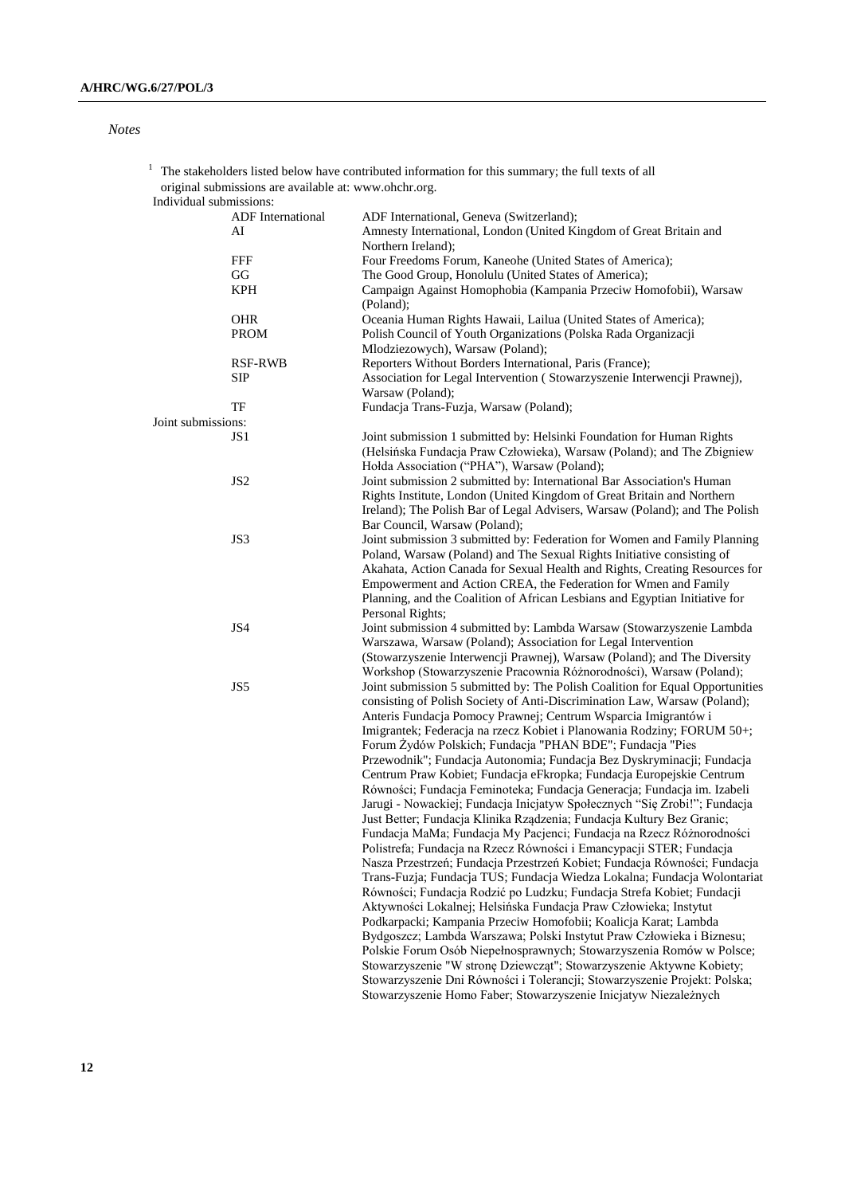*Notes*

[1] The stakeholders listed below have contributed information for this summary; the full texts of all original submissions are available at: www.ohchr.org.

Individual submissions:

| | |
|---|---|
| ADF International | ADF International, Geneva (Switzerland); |
| AI | Amnesty International, London (United Kingdom of Great Britain and Northern Ireland); |
| FFF | Four Freedoms Forum, Kaneohe (United States of America); |
| GG | The Good Group, Honolulu (United States of America); |
| KPH | Campaign Against Homophobia (Kampania Przeciw Homofobii), Warsaw (Poland); |
| OHR | Oceania Human Rights Hawaii, Lailua (United States of America); |
| PROM | Polish Council of Youth Organizations (Polska Rada Organizacji Mlodziezowych), Warsaw (Poland); |
| RSF-RWB | Reporters Without Borders International, Paris (France); |
| SIP | Association for Legal Intervention ( Stowarzyszenie Interwencji Prawnej), Warsaw (Poland); |
| TF | Fundacja Trans-Fuzja, Warsaw (Poland); |

Joint submissions:

| | |
|---|---|
| JS1 | Joint submission 1 submitted by: Helsinki Foundation for Human Rights (Helsińska Fundacja Praw Człowieka), Warsaw (Poland); and The Zbigniew Hołda Association ("PHA"), Warsaw (Poland); |
| JS2 | Joint submission 2 submitted by: International Bar Association's Human Rights Institute, London (United Kingdom of Great Britain and Northern Ireland); The Polish Bar of Legal Advisers, Warsaw (Poland); and The Polish Bar Council, Warsaw (Poland); |
| JS3 | Joint submission 3 submitted by: Federation for Women and Family Planning Poland, Warsaw (Poland) and The Sexual Rights Initiative consisting of Akahata, Action Canada for Sexual Health and Rights, Creating Resources for Empowerment and Action CREA, the Federation for Wmen and Family Planning, and the Coalition of African Lesbians and Egyptian Initiative for Personal Rights; |
| JS4 | Joint submission 4 submitted by: Lambda Warsaw (Stowarzyszenie Lambda Warszawa, Warsaw (Poland); Association for Legal Intervention (Stowarzyszenie Interwencji Prawnej), Warsaw (Poland); and The Diversity Workshop (Stowarzyszenie Pracownia Różnorodności), Warsaw (Poland); |
| JS5 | Joint submission 5 submitted by: The Polish Coalition for Equal Opportunities consisting of Polish Society of Anti-Discrimination Law, Warsaw (Poland); Anteris Fundacja Pomocy Prawnej; Centrum Wsparcia Imigrantów i Imigrantek; Federacja na rzecz Kobiet i Planowania Rodziny; FORUM 50+; Forum Żydów Polskich; Fundacja "PHAN BDE"; Fundacja "Pies Przewodnik"; Fundacja Autonomia; Fundacja Bez Dyskryminacji; Fundacja Centrum Praw Kobiet; Fundacja eFkropka; Fundacja Europejskie Centrum Równości; Fundacja Feminoteka; Fundacja Generacja; Fundacja im. Izabeli Jarugi - Nowackiej; Fundacja Inicjatyw Społecznych "Się Zrobi!"; Fundacja Just Better; Fundacja Klinika Rządzenia; Fundacja Kultury Bez Granic; Fundacja MaMa; Fundacja My Pacjenci; Fundacja na Rzecz Różnorodności Polistrefa; Fundacja na Rzecz Równości i Emancypacji STER; Fundacja Nasza Przestrzeń; Fundacja Przestrzeń Kobiet; Fundacja Równości; Fundacja Trans-Fuzja; Fundacja TUS; Fundacja Wiedza Lokalna; Fundacja Wolontariat Równości; Fundacja Rodzić po Ludzku; Fundacja Strefa Kobiet; Fundacji Aktywności Lokalnej; Helsińska Fundacja Praw Człowieka; Instytut Podkarpacki; Kampania Przeciw Homofobii; Koalicja Karat; Lambda Bydgoszcz; Lambda Warszawa; Polski Instytut Praw Człowieka i Biznesu; Polskie Forum Osób Niepełnosprawnych; Stowarzyszenia Romów w Polsce; Stowarzyszenie "W stronę Dziewcząt"; Stowarzyszenie Aktywne Kobiety; Stowarzyszenie Dni Równości i Tolerancji; Stowarzyszenie Projekt: Polska; Stowarzyszenie Homo Faber; Stowarzyszenie Inicjatyw Niezależnych |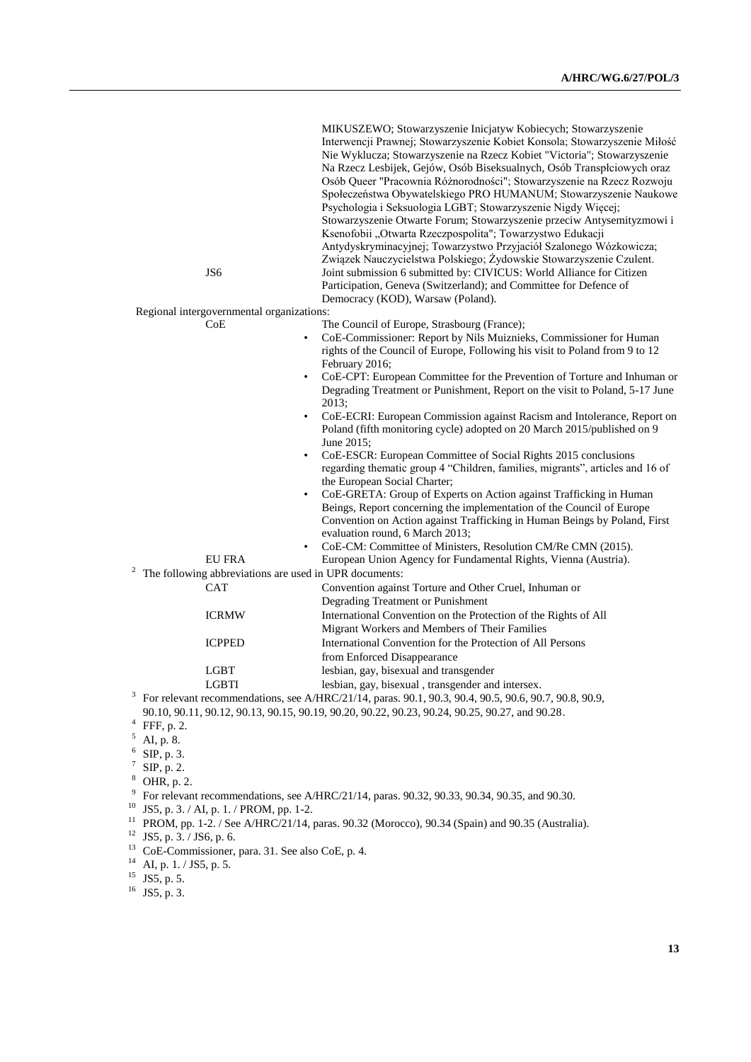MIKUSZEWO; Stowarzyszenie Inicjatyw Kobiecych; Stowarzyszenie Interwencji Prawnej; Stowarzyszenie Kobiet Konsola; Stowarzyszenie Miłość Nie Wyklucza; Stowarzyszenie na Rzecz Kobiet "Victoria"; Stowarzyszenie Na Rzecz Lesbijek, Gejów, Osób Biseksualnych, Osób Transpłciowych oraz Osób Queer "Pracownia Różnorodności"; Stowarzyszenie na Rzecz Rozwoju Społeczeństwa Obywatelskiego PRO HUMANUM; Stowarzyszenie Naukowe Psychologia i Seksuologia LGBT; Stowarzyszenie Nigdy Więcej; Stowarzyszenie Otwarte Forum; Stowarzyszenie przeciw Antysemityzmowi i Ksenofobii „Otwarta Rzeczpospolita"; Towarzystwo Edukacji Antydyskryminacyjnej; Towarzystwo Przyjaciół Szalonego Wózkowicza; Związek Nauczycielstwa Polskiego; Żydowskie Stowarzyszenie Czulent.

JS6 — Joint submission 6 submitted by: CIVICUS: World Alliance for Citizen Participation, Geneva (Switzerland); and Committee for Defence of Democracy (KOD), Warsaw (Poland).

Regional intergovernmental organizations:

CoE — The Council of Europe, Strasbourg (France);

- CoE-Commissioner: Report by Nils Muiznieks, Commissioner for Human rights of the Council of Europe, Following his visit to Poland from 9 to 12 February 2016;
- CoE-CPT: European Committee for the Prevention of Torture and Inhuman or Degrading Treatment or Punishment, Report on the visit to Poland, 5-17 June 2013;
- CoE-ECRI: European Commission against Racism and Intolerance, Report on Poland (fifth monitoring cycle) adopted on 20 March 2015/published on 9 June 2015;
- CoE-ESCR: European Committee of Social Rights 2015 conclusions regarding thematic group 4 "Children, families, migrants", articles and 16 of the European Social Charter;
- CoE-GRETA: Group of Experts on Action against Trafficking in Human Beings, Report concerning the implementation of the Council of Europe Convention on Action against Trafficking in Human Beings by Poland, First evaluation round, 6 March 2013;
- CoE-CM: Committee of Ministers, Resolution CM/Re CMN (2015).

EU FRA — European Union Agency for Fundamental Rights, Vienna (Austria).

[2] The following abbreviations are used in UPR documents:

| | |
|---|---|
| CAT | Convention against Torture and Other Cruel, Inhuman or Degrading Treatment or Punishment |
| ICRMW | International Convention on the Protection of the Rights of All Migrant Workers and Members of Their Families |
| ICPPED | International Convention for the Protection of All Persons from Enforced Disappearance |
| LGBT | lesbian, gay, bisexual and transgender |
| LGBTI | lesbian, gay, bisexual , transgender and intersex. |

[3] For relevant recommendations, see A/HRC/21/14, paras. 90.1, 90.3, 90.4, 90.5, 90.6, 90.7, 90.8, 90.9, 90.10, 90.11, 90.12, 90.13, 90.15, 90.19, 90.20, 90.22, 90.23, 90.24, 90.25, 90.27, and 90.28.

[4] FFF, p. 2.

[5] AI, p. 8.

[6] SIP, p. 3.

[7] SIP, p. 2.

[8] OHR, p. 2.

[9] For relevant recommendations, see A/HRC/21/14, paras. 90.32, 90.33, 90.34, 90.35, and 90.30.

[10] JS5, p. 3. / AI, p. 1. / PROM, pp. 1-2.

[11] PROM, pp. 1-2. / See A/HRC/21/14, paras. 90.32 (Morocco), 90.34 (Spain) and 90.35 (Australia).

[12] JS5, p. 3. / JS6, p. 6.

[13] CoE-Commissioner, para. 31. See also CoE, p. 4.

[14] AI, p. 1. / JS5, p. 5.

[15] JS5, p. 5.

[16] JS5, p. 3.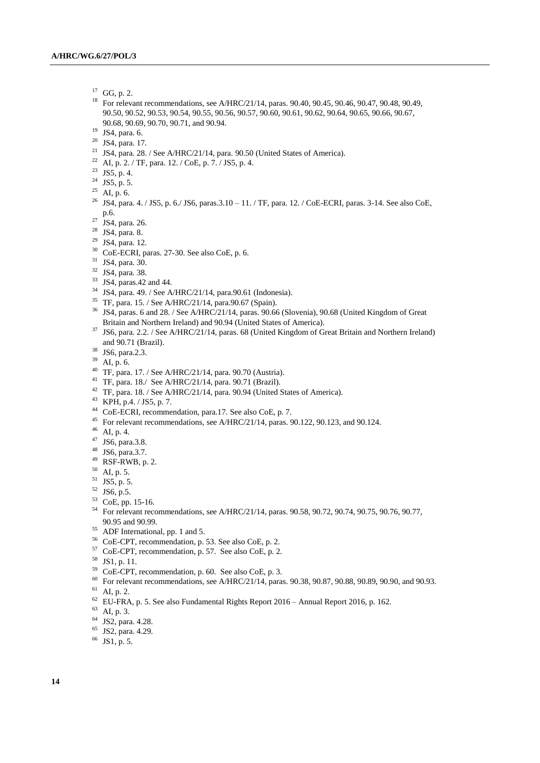[17] GG, p. 2.

[18] For relevant recommendations, see A/HRC/21/14, paras. 90.40, 90.45, 90.46, 90.47, 90.48, 90.49, 90.50, 90.52, 90.53, 90.54, 90.55, 90.56, 90.57, 90.60, 90.61, 90.62, 90.64, 90.65, 90.66, 90.67, 90.68, 90.69, 90.70, 90.71, and 90.94.

[19] JS4, para. 6.

[20] JS4, para. 17.

[21] JS4, para. 28. / See A/HRC/21/14, para. 90.50 (United States of America).

[22] AI, p. 2. / TF, para. 12. / CoE, p. 7. / JS5, p. 4.

[23] JS5, p. 4.

[24] JS5, p. 5.

[25] AI, p. 6.

[26] JS4, para. 4. / JS5, p. 6./ JS6, paras.3.10 – 11. / TF, para. 12. / CoE-ECRI, paras. 3-14. See also CoE, p.6.

[27] JS4, para. 26.

[28] JS4, para. 8.

[29] JS4, para. 12.

[30] CoE-ECRI, paras. 27-30. See also CoE, p. 6.

[31] JS4, para. 30.

[32] JS4, para. 38.

[33] JS4, paras.42 and 44.

[34] JS4, para. 49. / See A/HRC/21/14, para.90.61 (Indonesia).

[35] TF, para. 15. / See A/HRC/21/14, para.90.67 (Spain).

[36] JS4, paras. 6 and 28. / See A/HRC/21/14, paras. 90.66 (Slovenia), 90.68 (United Kingdom of Great Britain and Northern Ireland) and 90.94 (United States of America).

[37] JS6, para. 2.2. / See A/HRC/21/14, paras. 68 (United Kingdom of Great Britain and Northern Ireland) and 90.71 (Brazil).

[38] JS6, para.2.3.

[39] AI, p. 6.

[40] TF, para. 17. / See A/HRC/21/14, para. 90.70 (Austria).

[41] TF, para. 18./ See A/HRC/21/14, para. 90.71 (Brazil).

[42] TF, para. 18. / See A/HRC/21/14, para. 90.94 (United States of America).

[43] KPH, p.4. / JS5, p. 7.

[44] CoE-ECRI, recommendation, para.17. See also CoE, p. 7.

[45] For relevant recommendations, see A/HRC/21/14, paras. 90.122, 90.123, and 90.124.

[46] AI, p. 4.

[47] JS6, para.3.8.

[48] JS6, para.3.7.

[49] RSF-RWB, p. 2.

[50] AI, p. 5.

[51] JS5, p. 5.

[52] JS6, p.5.

[53] CoE, pp. 15-16.

[54] For relevant recommendations, see A/HRC/21/14, paras. 90.58, 90.72, 90.74, 90.75, 90.76, 90.77, 90.95 and 90.99.

[55] ADF International, pp. 1 and 5.

[56] CoE-CPT, recommendation, p. 53. See also CoE, p. 2.

[57] CoE-CPT, recommendation, p. 57. See also CoE, p. 2.

[58] JS1, p. 11.

[59] CoE-CPT, recommendation, p. 60. See also CoE, p. 3.

[60] For relevant recommendations, see A/HRC/21/14, paras. 90.38, 90.87, 90.88, 90.89, 90.90, and 90.93.

[61] AI, p. 2.

[62] EU-FRA, p. 5. See also Fundamental Rights Report 2016 – Annual Report 2016, p. 162.

[63] AI, p. 3.

[64] JS2, para. 4.28.

[65] JS2, para. 4.29.

[66] JS1, p. 5.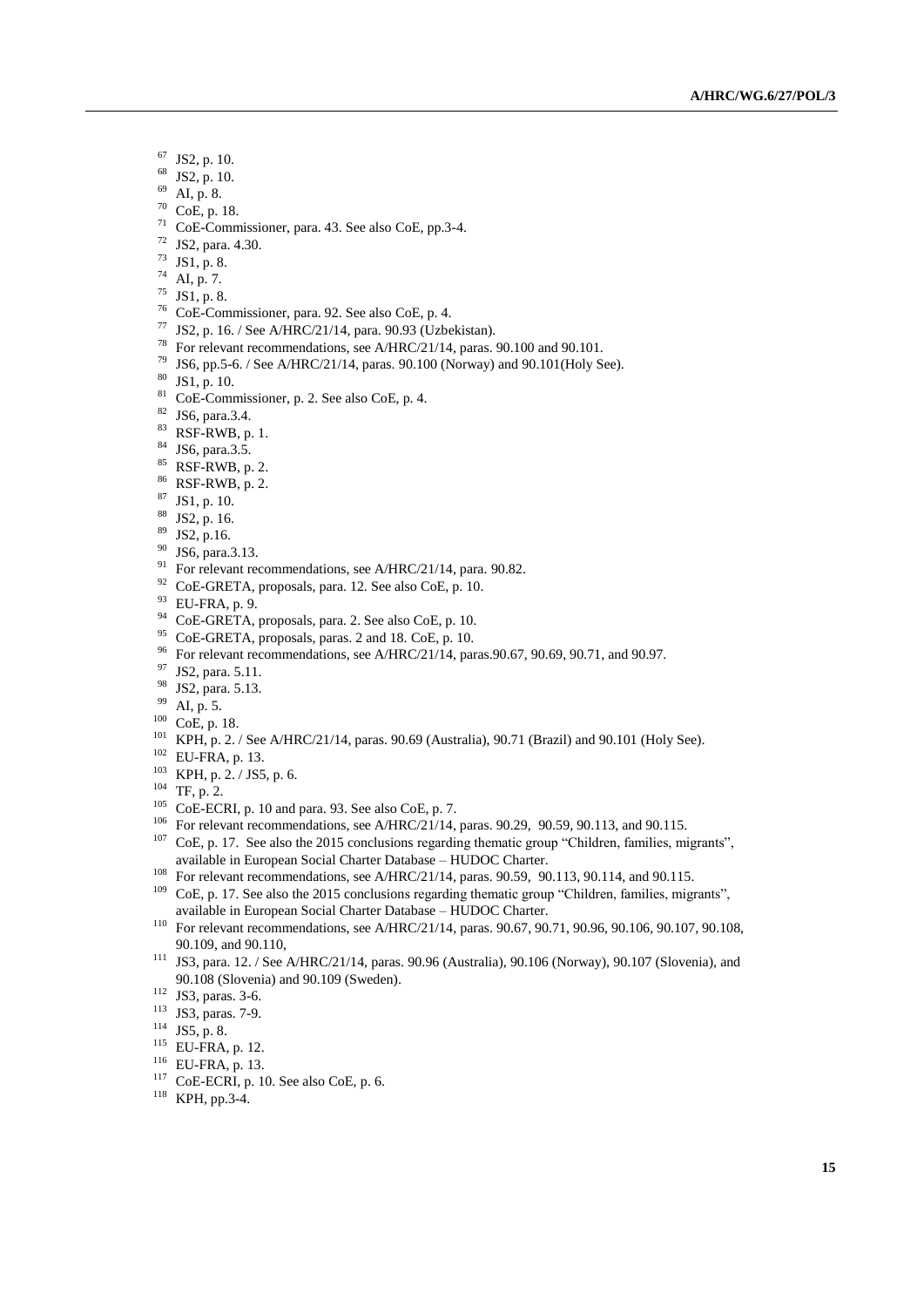[67] JS2, p. 10.

[68] JS2, p. 10.

[69] AI, p. 8.

[70] CoE, p. 18.

[71] CoE-Commissioner, para. 43. See also CoE, pp.3-4.

[72] JS2, para. 4.30.

[73] JS1, p. 8.

[74] AI, p. 7.

[75] JS1, p. 8.

[76] CoE-Commissioner, para. 92. See also CoE, p. 4.

[77] JS2, p. 16. / See A/HRC/21/14, para. 90.93 (Uzbekistan).

[78] For relevant recommendations, see A/HRC/21/14, paras. 90.100 and 90.101.

[79] JS6, pp.5-6. / See A/HRC/21/14, paras. 90.100 (Norway) and 90.101(Holy See).

[80] JS1, p. 10.

[81] CoE-Commissioner, p. 2. See also CoE, p. 4.

[82] JS6, para.3.4.

[83] RSF-RWB, p. 1.

[84] JS6, para.3.5.

[85] RSF-RWB, p. 2.

[86] RSF-RWB, p. 2.

[87] JS1, p. 10.

[88] JS2, p. 16.

[89] JS2, p.16.

[90] JS6, para.3.13.

[91] For relevant recommendations, see A/HRC/21/14, para. 90.82.

[92] CoE-GRETA, proposals, para. 12. See also CoE, p. 10.

[93] EU-FRA, p. 9.

[94] CoE-GRETA, proposals, para. 2. See also CoE, p. 10.

[95] CoE-GRETA, proposals, paras. 2 and 18. CoE, p. 10.

[96] For relevant recommendations, see A/HRC/21/14, paras.90.67, 90.69, 90.71, and 90.97.

[97] JS2, para. 5.11.

[98] JS2, para. 5.13.

[99] AI, p. 5.

[100] CoE, p. 18.

[101] KPH, p. 2. / See A/HRC/21/14, paras. 90.69 (Australia), 90.71 (Brazil) and 90.101 (Holy See).

[102] EU-FRA, p. 13.

[103] KPH, p. 2. / JS5, p. 6.

[104] TF, p. 2.

[105] CoE-ECRI, p. 10 and para. 93. See also CoE, p. 7.

[106] For relevant recommendations, see A/HRC/21/14, paras. 90.29, 90.59, 90.113, and 90.115.

[107] CoE, p. 17. See also the 2015 conclusions regarding thematic group "Children, families, migrants", available in European Social Charter Database – HUDOC Charter.

[108] For relevant recommendations, see A/HRC/21/14, paras. 90.59, 90.113, 90.114, and 90.115.

[109] CoE, p. 17. See also the 2015 conclusions regarding thematic group "Children, families, migrants", available in European Social Charter Database – HUDOC Charter.

[110] For relevant recommendations, see A/HRC/21/14, paras. 90.67, 90.71, 90.96, 90.106, 90.107, 90.108, 90.109, and 90.110,

[111] JS3, para. 12. / See A/HRC/21/14, paras. 90.96 (Australia), 90.106 (Norway), 90.107 (Slovenia), and 90.108 (Slovenia) and 90.109 (Sweden).

[112] JS3, paras. 3-6.

[113] JS3, paras. 7-9.

[114] JS5, p. 8.

[115] EU-FRA, p. 12.

[116] EU-FRA, p. 13.

[117] CoE-ECRI, p. 10. See also CoE, p. 6.

[118] KPH, pp.3-4.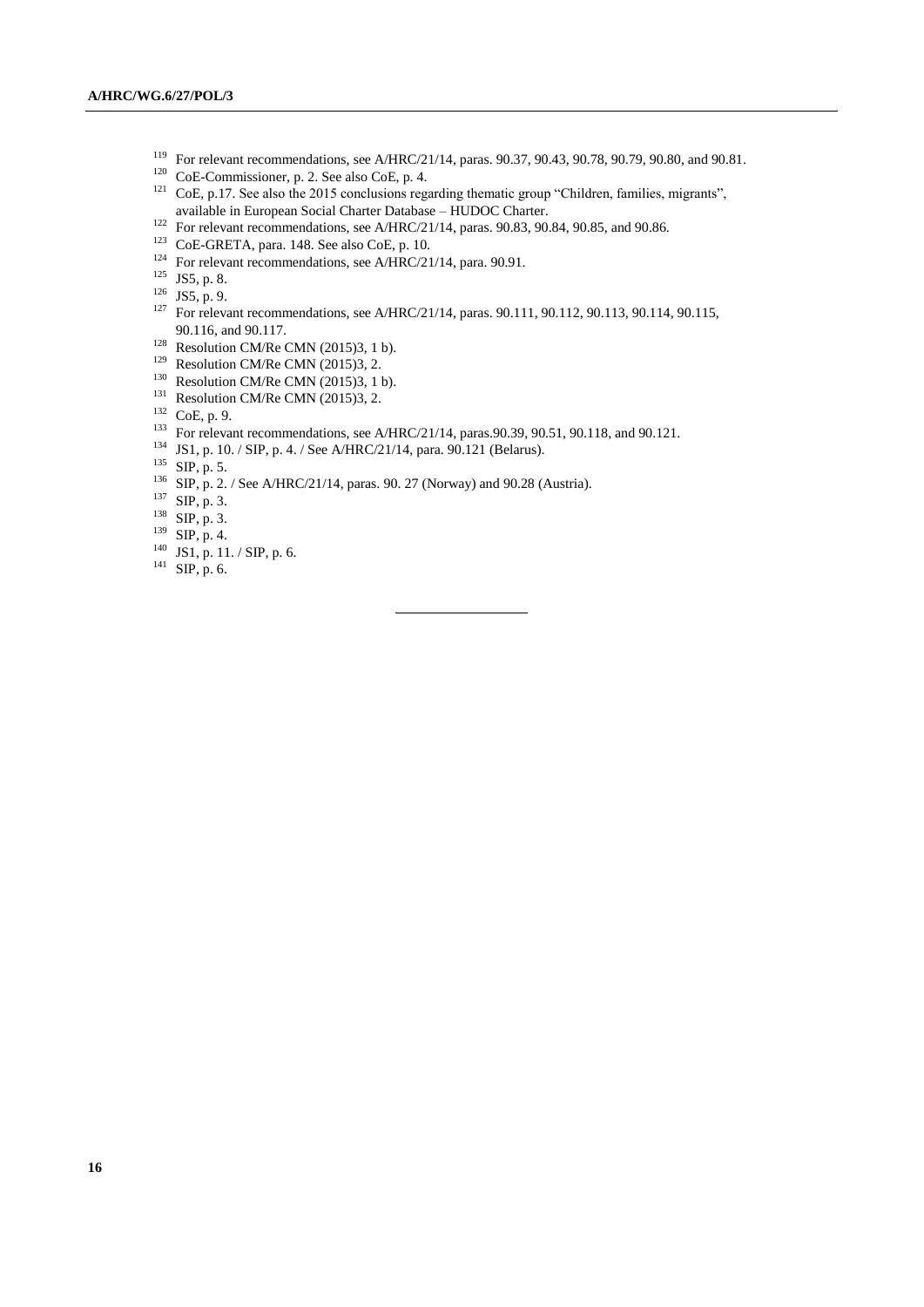[119] For relevant recommendations, see A/HRC/21/14, paras. 90.37, 90.43, 90.78, 90.79, 90.80, and 90.81.

[120] CoE-Commissioner, p. 2. See also CoE, p. 4.

[121] CoE, p.17. See also the 2015 conclusions regarding thematic group “Children, families, migrants”, available in European Social Charter Database – HUDOC Charter.

[122] For relevant recommendations, see A/HRC/21/14, paras. 90.83, 90.84, 90.85, and 90.86.

[123] CoE-GRETA, para. 148. See also CoE, p. 10.

[124] For relevant recommendations, see A/HRC/21/14, para. 90.91.

[125] JS5, p. 8.

[126] JS5, p. 9.

[127] For relevant recommendations, see A/HRC/21/14, paras. 90.111, 90.112, 90.113, 90.114, 90.115, 90.116, and 90.117.

[128] Resolution CM/Re CMN (2015)3, 1 b).

[129] Resolution CM/Re CMN (2015)3, 2.

[130] Resolution CM/Re CMN (2015)3, 1 b).

[131] Resolution CM/Re CMN (2015)3, 2.

[132] CoE, p. 9.

[133] For relevant recommendations, see A/HRC/21/14, paras.90.39, 90.51, 90.118, and 90.121.

[134] JS1, p. 10. / SIP, p. 4. / See A/HRC/21/14, para. 90.121 (Belarus).

[135] SIP, p. 5.

[136] SIP, p. 2. / See A/HRC/21/14, paras. 90. 27 (Norway) and 90.28 (Austria).

[137] SIP, p. 3.

[138] SIP, p. 3.

[139] SIP, p. 4.

[140] JS1, p. 11. / SIP, p. 6.

[141] SIP, p. 6.